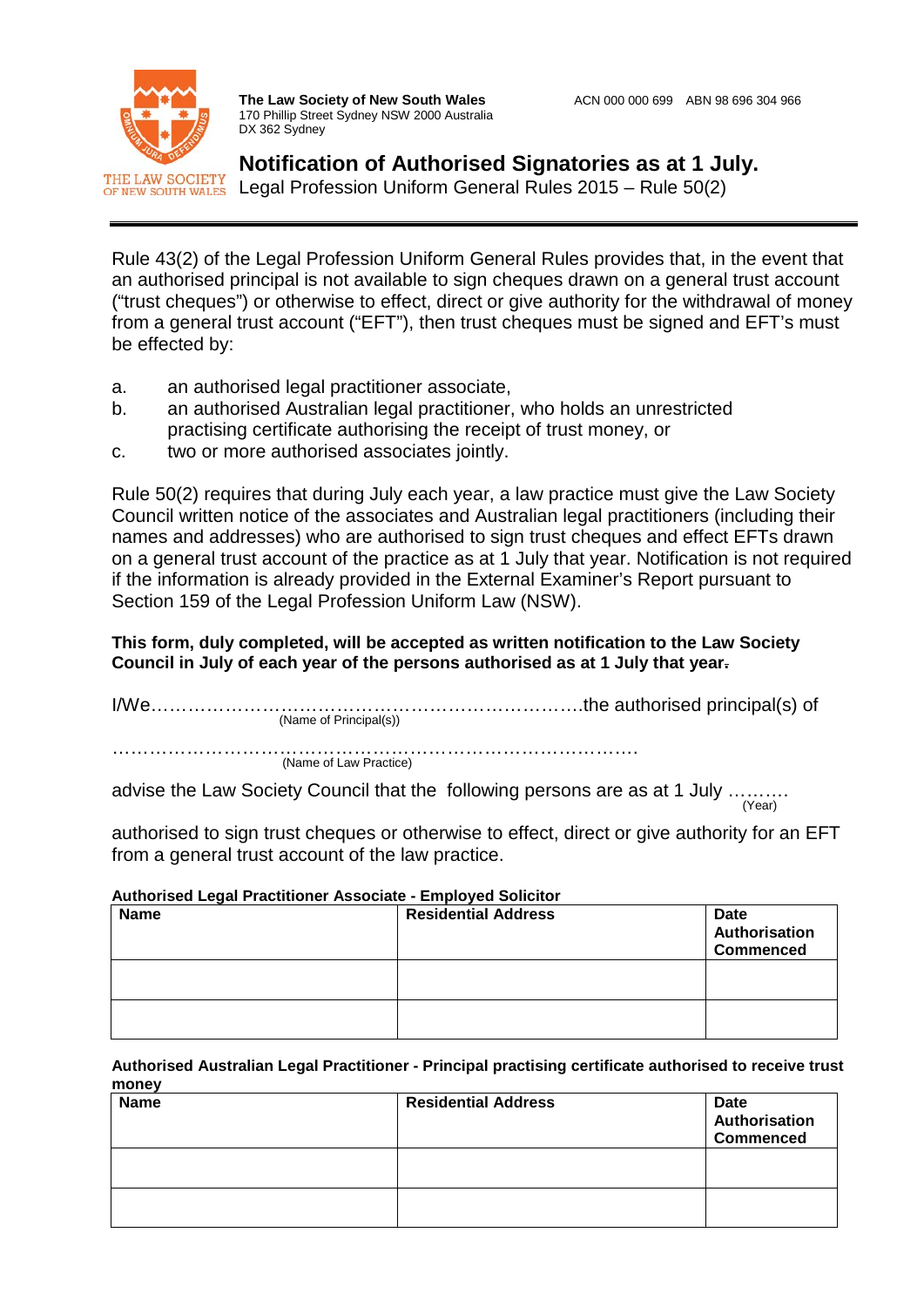**The Law Society of New South Wales**
170 Phillip Street Sydney NSW 2000 Australia
DX 362 Sydney

ACN 000 000 699 ABN 98 696 304 966

# Notification of Authorised Signatories as at 1 July.

Legal Profession Uniform General Rules 2015 – Rule 50(2)

---

Rule 43(2) of the Legal Profession Uniform General Rules provides that, in the event that an authorised principal is not available to sign cheques drawn on a general trust account ("trust cheques") or otherwise to effect, direct or give authority for the withdrawal of money from a general trust account ("EFT"), then trust cheques must be signed and EFT's must be effected by:

a. an authorised legal practitioner associate,
b. an authorised Australian legal practitioner, who holds an unrestricted practising certificate authorising the receipt of trust money, or
c. two or more authorised associates jointly.

Rule 50(2) requires that during July each year, a law practice must give the Law Society Council written notice of the associates and Australian legal practitioners (including their names and addresses) who are authorised to sign trust cheques and effect EFTs drawn on a general trust account of the practice as at 1 July that year. Notification is not required if the information is already provided in the External Examiner's Report pursuant to Section 159 of the Legal Profession Uniform Law (NSW).

**This form, duly completed, will be accepted as written notification to the Law Society Council in July of each year of the persons authorised as at 1 July that year.**

I/We………………………………………………………………….the authorised principal(s) of
(Name of Principal(s))

………………………………………………………………………….
(Name of Law Practice)

advise the Law Society Council that the following persons are as at 1 July ……….
(Year)

authorised to sign trust cheques or otherwise to effect, direct or give authority for an EFT from a general trust account of the law practice.

**Authorised Legal Practitioner Associate - Employed Solicitor**

| Name | Residential Address | Date Authorisation Commenced |
|---|---|---|
| | | |
| | | |

**Authorised Australian Legal Practitioner - Principal practising certificate authorised to receive trust money**

| Name | Residential Address | Date Authorisation Commenced |
|---|---|---|
| | | |
| | | |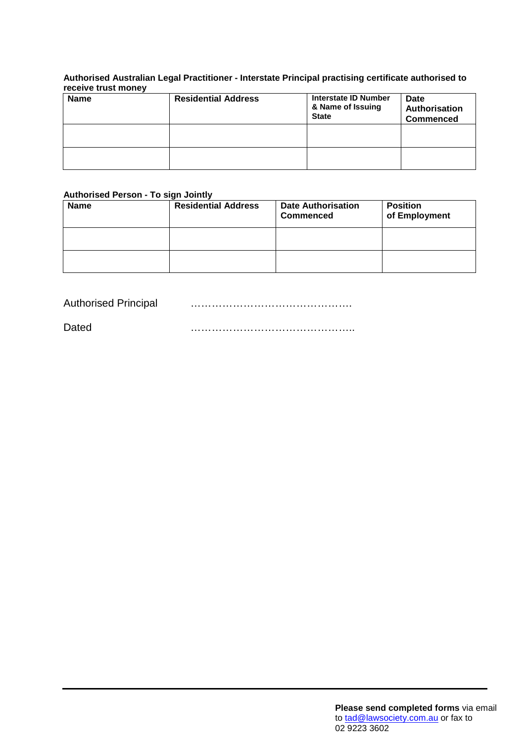**Authorised Australian Legal Practitioner - Interstate Principal practising certificate authorised to receive trust money**

| Name | Residential Address | Interstate ID Number & Name of Issuing State | Date Authorisation Commenced |
| --- | --- | --- | --- |
| | | | |
| | | | |

**Authorised Person - To sign Jointly**

| Name | Residential Address | Date Authorisation Commenced | Position of Employment |
| --- | --- | --- | --- |
| | | | |
| | | | |

Authorised Principal ……………………………………….

Dated ………………………………………..

**Please send completed forms** via email to [tad@lawsociety.com.au](mailto:tad@lawsociety.com.au) or fax to 02 9223 3602